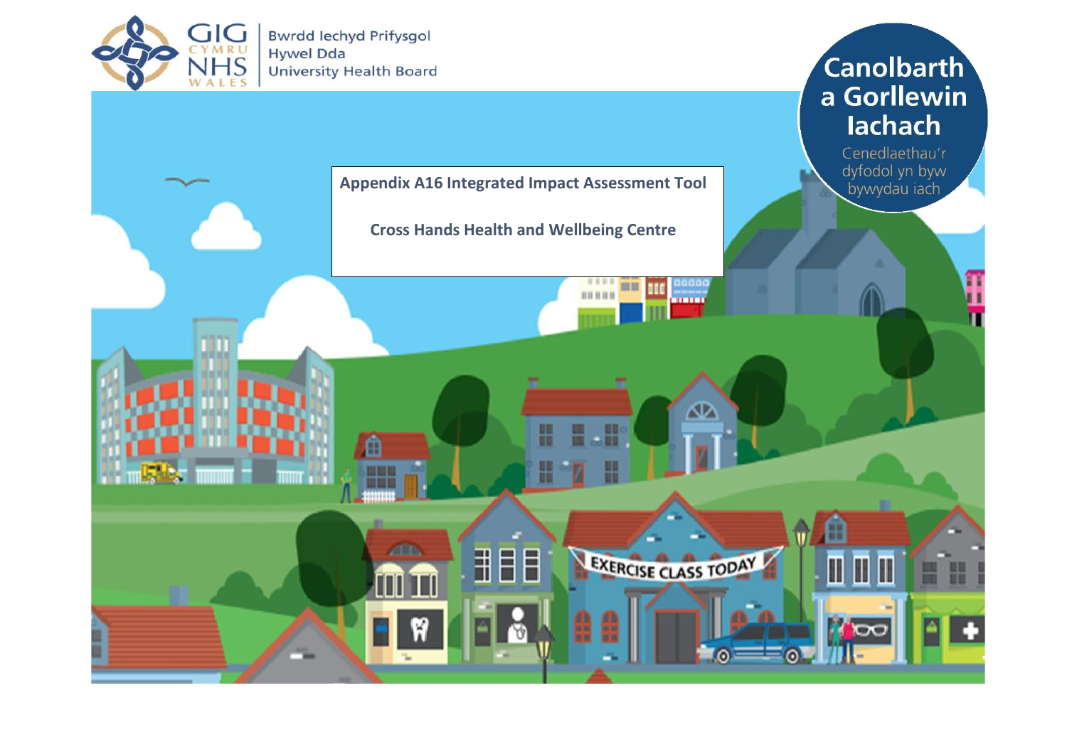GIG CYMRU NHS WALES

Bwrdd Iechyd Prifysgol Hywel Dda University Health Board

Canolbarth a Gorllewin Iachach

Cenedlaethau'r dyfodol yn byw bywydau iach

# Appendix A16 Integrated Impact Assessment Tool

## Cross Hands Health and Wellbeing Centre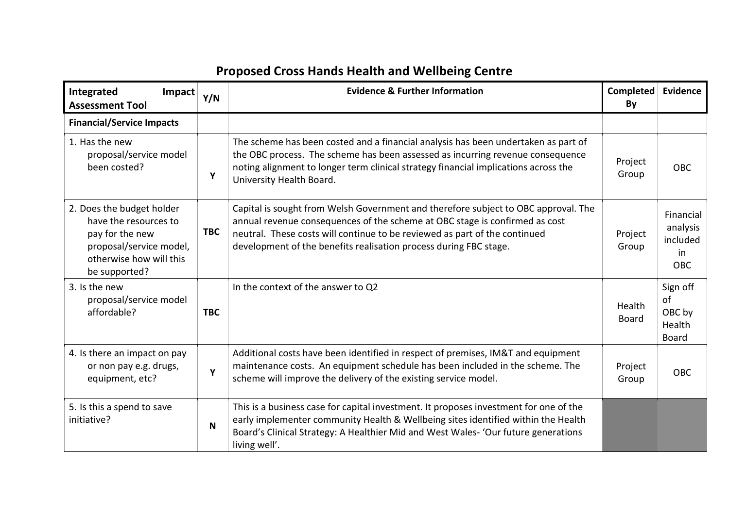# Proposed Cross Hands Health and Wellbeing Centre

| Integrated Impact Assessment Tool | Y/N | Evidence & Further Information | Completed By | Evidence |
|---|---|---|---|---|
| **Financial/Service Impacts** | | | | |
| 1. Has the new proposal/service model been costed? | **Y** | The scheme has been costed and a financial analysis has been undertaken as part of the OBC process. The scheme has been assessed as incurring revenue consequence noting alignment to longer term clinical strategy financial implications across the University Health Board. | Project Group | OBC |
| 2. Does the budget holder have the resources to pay for the new proposal/service model, otherwise how will this be supported? | **TBC** | Capital is sought from Welsh Government and therefore subject to OBC approval. The annual revenue consequences of the scheme at OBC stage is confirmed as cost neutral. These costs will continue to be reviewed as part of the continued development of the benefits realisation process during FBC stage. | Project Group | Financial analysis included in OBC |
| 3. Is the new proposal/service model affordable? | **TBC** | In the context of the answer to Q2 | Health Board | Sign off of OBC by Health Board |
| 4. Is there an impact on pay or non pay e.g. drugs, equipment, etc? | **Y** | Additional costs have been identified in respect of premises, IM&T and equipment maintenance costs. An equipment schedule has been included in the scheme. The scheme will improve the delivery of the existing service model. | Project Group | OBC |
| 5. Is this a spend to save initiative? | **N** | This is a business case for capital investment. It proposes investment for one of the early implementer community Health & Wellbeing sites identified within the Health Board's Clinical Strategy: A Healthier Mid and West Wales- 'Our future generations living well'. | | |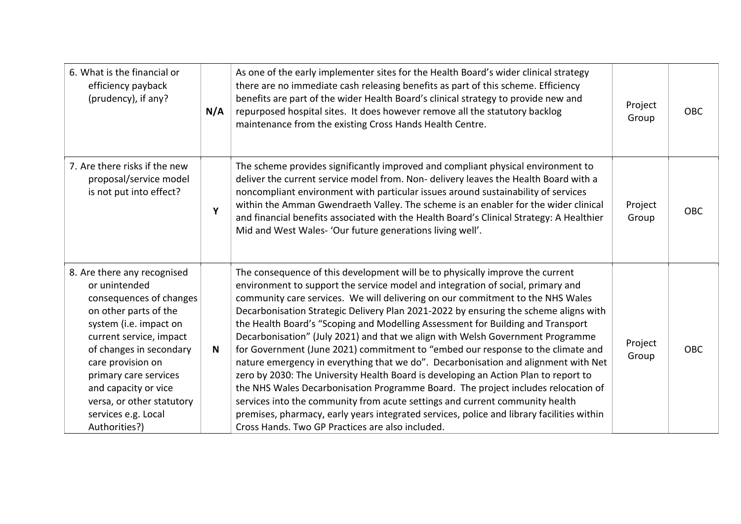| | | | | |
|---|---|---|---|---|
| 6. What is the financial or efficiency payback (prudency), if any? | N/A | As one of the early implementer sites for the Health Board's wider clinical strategy there are no immediate cash releasing benefits as part of this scheme. Efficiency benefits are part of the wider Health Board's clinical strategy to provide new and repurposed hospital sites. It does however remove all the statutory backlog maintenance from the existing Cross Hands Health Centre. | Project Group | OBC |
| 7. Are there risks if the new proposal/service model is not put into effect? | Y | The scheme provides significantly improved and compliant physical environment to deliver the current service model from. Non- delivery leaves the Health Board with a noncompliant environment with particular issues around sustainability of services within the Amman Gwendraeth Valley. The scheme is an enabler for the wider clinical and financial benefits associated with the Health Board's Clinical Strategy: A Healthier Mid and West Wales- 'Our future generations living well'. | Project Group | OBC |
| 8. Are there any recognised or unintended consequences of changes on other parts of the system (i.e. impact on current service, impact of changes in secondary care provision on primary care services and capacity or vice versa, or other statutory services e.g. Local Authorities?) | N | The consequence of this development will be to physically improve the current environment to support the service model and integration of social, primary and community care services. We will delivering on our commitment to the NHS Wales Decarbonisation Strategic Delivery Plan 2021-2022 by ensuring the scheme aligns with the Health Board's "Scoping and Modelling Assessment for Building and Transport Decarbonisation" (July 2021) and that we align with Welsh Government Programme for Government (June 2021) commitment to "embed our response to the climate and nature emergency in everything that we do". Decarbonisation and alignment with Net zero by 2030: The University Health Board is developing an Action Plan to report to the NHS Wales Decarbonisation Programme Board. The project includes relocation of services into the community from acute settings and current community health premises, pharmacy, early years integrated services, police and library facilities within Cross Hands. Two GP Practices are also included. | Project Group | OBC |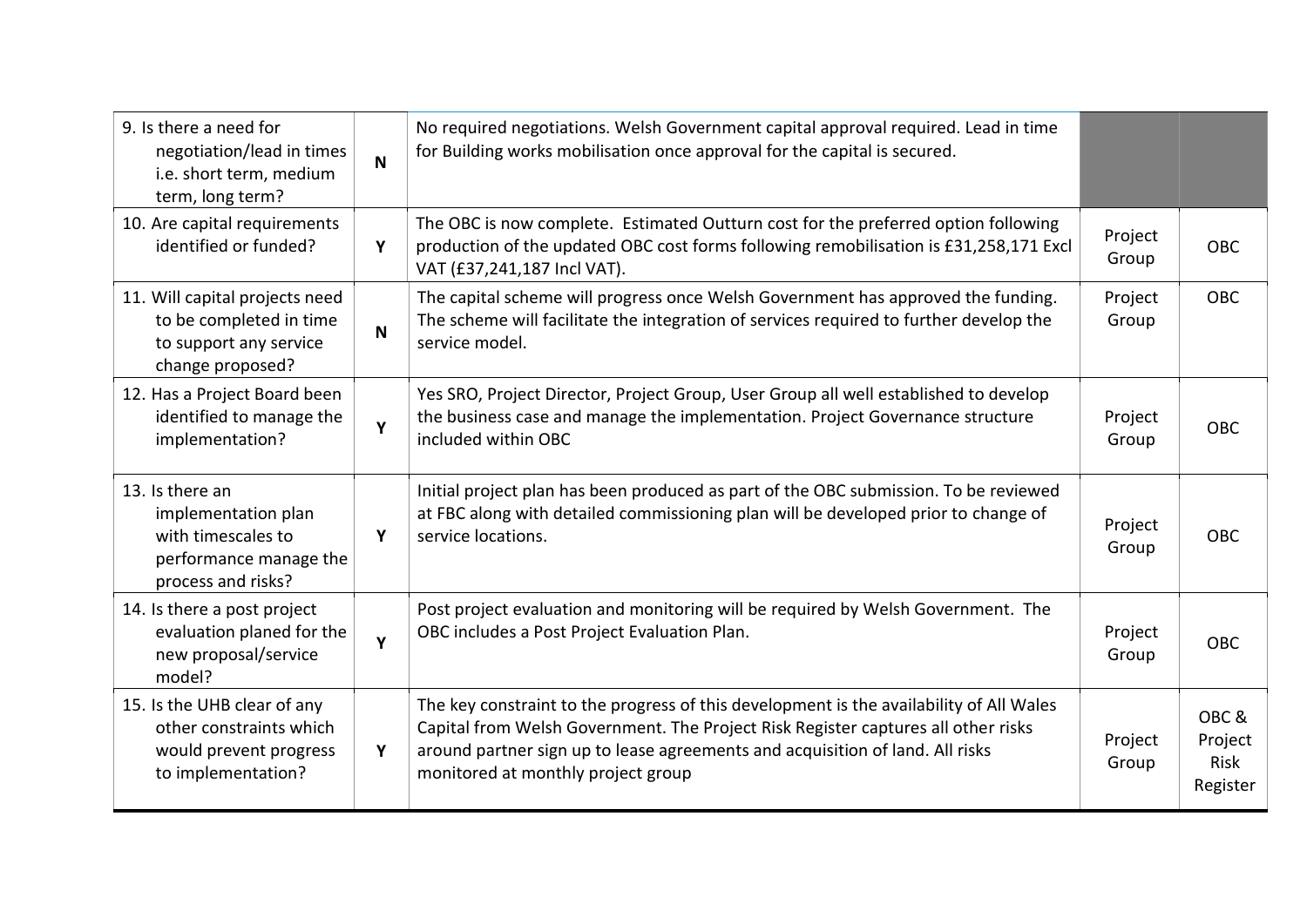| | | | | |
|---|---|---|---|---|
| 9. Is there a need for negotiation/lead in times i.e. short term, medium term, long term? | **N** | No required negotiations. Welsh Government capital approval required. Lead in time for Building works mobilisation once approval for the capital is secured. | | |
| 10. Are capital requirements identified or funded? | **Y** | The OBC is now complete. Estimated Outturn cost for the preferred option following production of the updated OBC cost forms following remobilisation is £31,258,171 Excl VAT (£37,241,187 Incl VAT). | Project Group | OBC |
| 11. Will capital projects need to be completed in time to support any service change proposed? | **N** | The capital scheme will progress once Welsh Government has approved the funding. The scheme will facilitate the integration of services required to further develop the service model. | Project Group | OBC |
| 12. Has a Project Board been identified to manage the implementation? | **Y** | Yes SRO, Project Director, Project Group, User Group all well established to develop the business case and manage the implementation. Project Governance structure included within OBC | Project Group | OBC |
| 13. Is there an implementation plan with timescales to performance manage the process and risks? | **Y** | Initial project plan has been produced as part of the OBC submission. To be reviewed at FBC along with detailed commissioning plan will be developed prior to change of service locations. | Project Group | OBC |
| 14. Is there a post project evaluation planed for the new proposal/service model? | **Y** | Post project evaluation and monitoring will be required by Welsh Government. The OBC includes a Post Project Evaluation Plan. | Project Group | OBC |
| 15. Is the UHB clear of any other constraints which would prevent progress to implementation? | **Y** | The key constraint to the progress of this development is the availability of All Wales Capital from Welsh Government. The Project Risk Register captures all other risks around partner sign up to lease agreements and acquisition of land. All risks monitored at monthly project group | Project Group | OBC & Project Risk Register |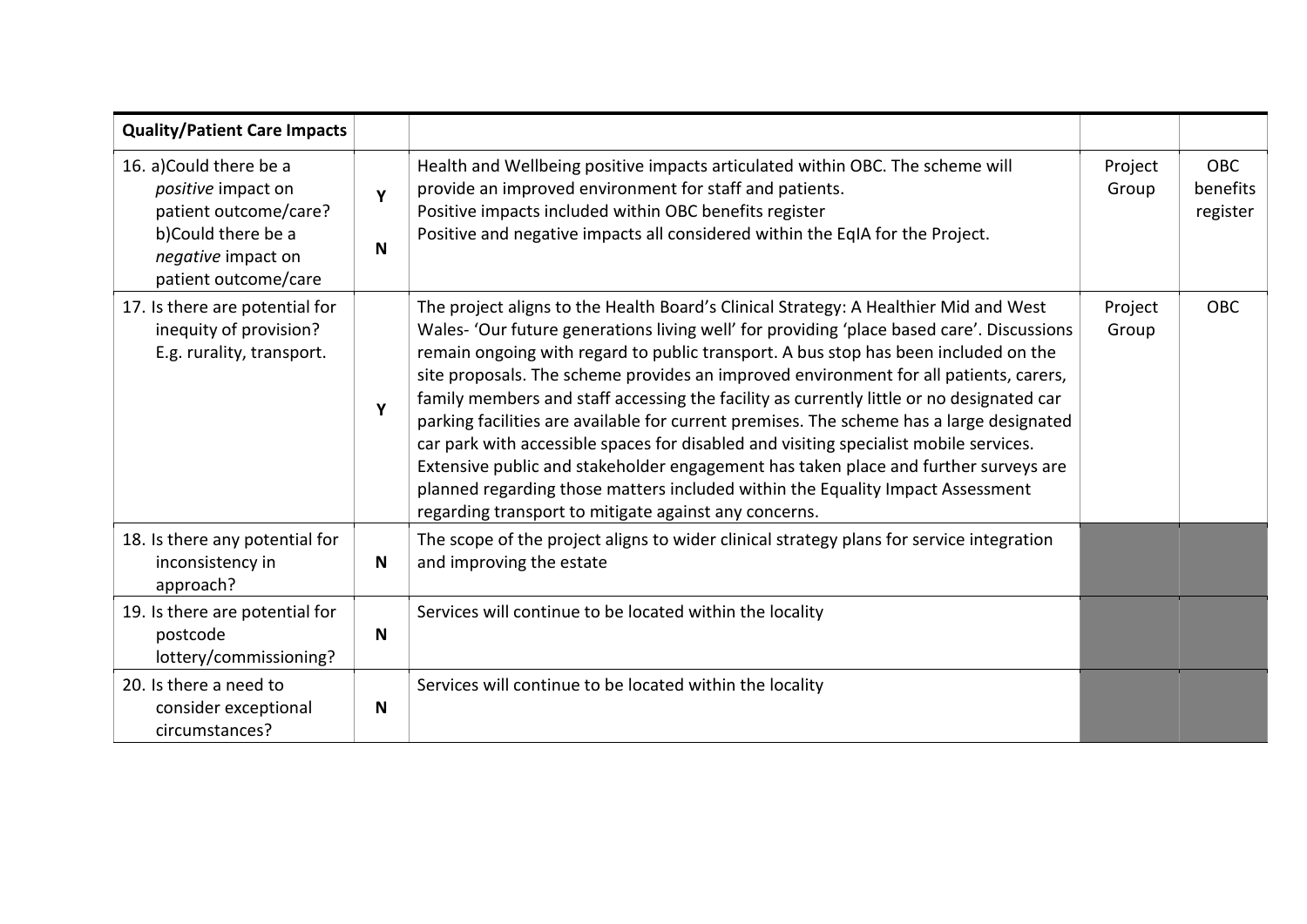| **Quality/Patient Care Impacts** | | | | |
|---|---|---|---|---|
| 16. a)Could there be a *positive* impact on patient outcome/care? b)Could there be a *negative* impact on patient outcome/care | Y<br>N | Health and Wellbeing positive impacts articulated within OBC. The scheme will provide an improved environment for staff and patients.<br>Positive impacts included within OBC benefits register<br>Positive and negative impacts all considered within the EqIA for the Project. | Project Group | OBC benefits register |
| 17. Is there are potential for inequity of provision? E.g. rurality, transport. | Y | The project aligns to the Health Board's Clinical Strategy: A Healthier Mid and West Wales- 'Our future generations living well' for providing 'place based care'. Discussions remain ongoing with regard to public transport. A bus stop has been included on the site proposals. The scheme provides an improved environment for all patients, carers, family members and staff accessing the facility as currently little or no designated car parking facilities are available for current premises. The scheme has a large designated car park with accessible spaces for disabled and visiting specialist mobile services. Extensive public and stakeholder engagement has taken place and further surveys are planned regarding those matters included within the Equality Impact Assessment regarding transport to mitigate against any concerns. | Project Group | OBC |
| 18. Is there any potential for inconsistency in approach? | N | The scope of the project aligns to wider clinical strategy plans for service integration and improving the estate | | |
| 19. Is there are potential for postcode lottery/commissioning? | N | Services will continue to be located within the locality | | |
| 20. Is there a need to consider exceptional circumstances? | N | Services will continue to be located within the locality | | |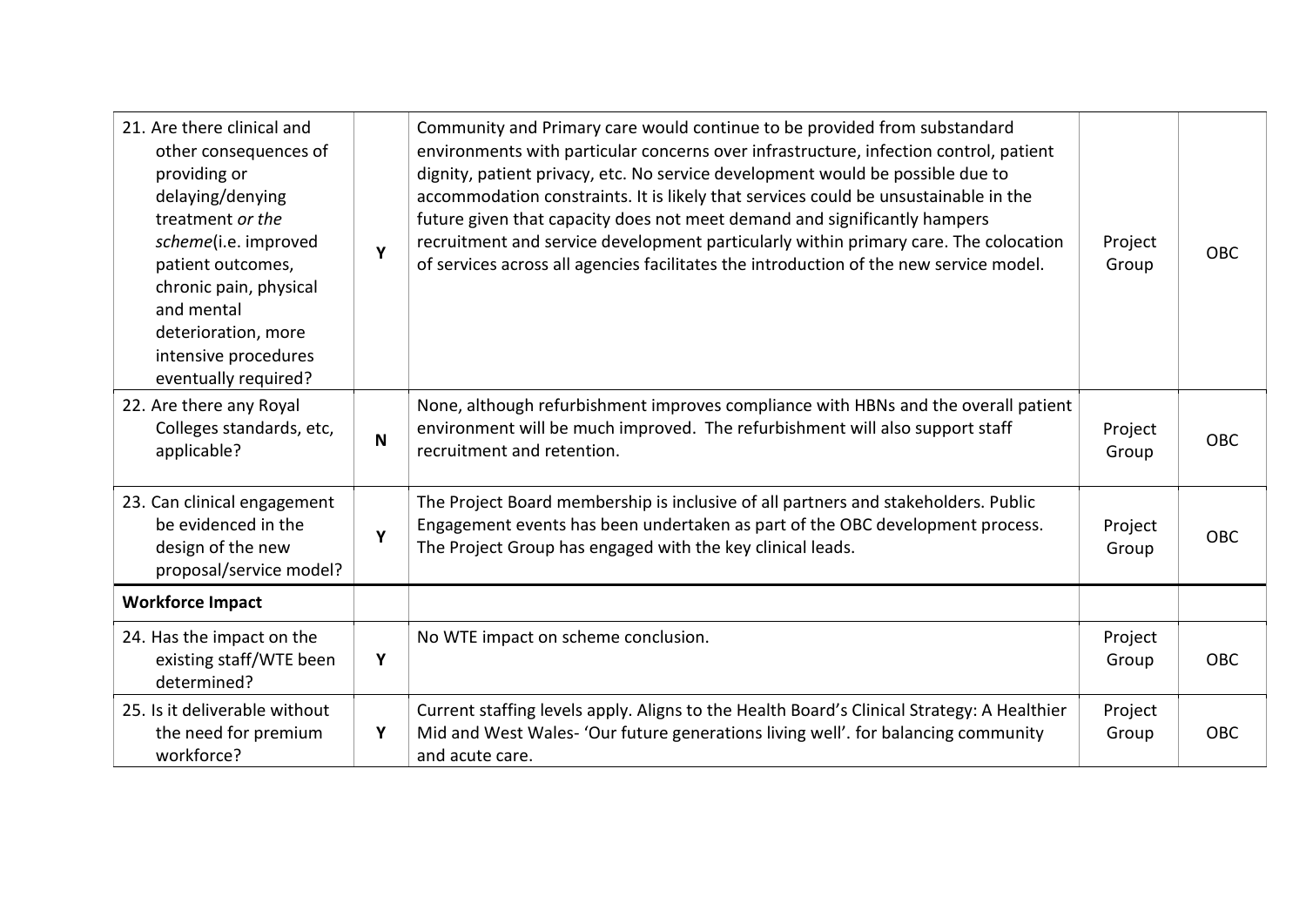| | | | | |
|---|---|---|---|---|
| 21. Are there clinical and other consequences of providing or delaying/denying treatment *or the scheme*(i.e. improved patient outcomes, chronic pain, physical and mental deterioration, more intensive procedures eventually required? | **Y** | Community and Primary care would continue to be provided from substandard environments with particular concerns over infrastructure, infection control, patient dignity, patient privacy, etc. No service development would be possible due to accommodation constraints. It is likely that services could be unsustainable in the future given that capacity does not meet demand and significantly hampers recruitment and service development particularly within primary care. The colocation of services across all agencies facilitates the introduction of the new service model. | Project Group | OBC |
| 22. Are there any Royal Colleges standards, etc, applicable? | **N** | None, although refurbishment improves compliance with HBNs and the overall patient environment will be much improved. The refurbishment will also support staff recruitment and retention. | Project Group | OBC |
| 23. Can clinical engagement be evidenced in the design of the new proposal/service model? | **Y** | The Project Board membership is inclusive of all partners and stakeholders. Public Engagement events has been undertaken as part of the OBC development process. The Project Group has engaged with the key clinical leads. | Project Group | OBC |
| **Workforce Impact** | | | | |
| 24. Has the impact on the existing staff/WTE been determined? | **Y** | No WTE impact on scheme conclusion. | Project Group | OBC |
| 25. Is it deliverable without the need for premium workforce? | **Y** | Current staffing levels apply. Aligns to the Health Board's Clinical Strategy: A Healthier Mid and West Wales- 'Our future generations living well'. for balancing community and acute care. | Project Group | OBC |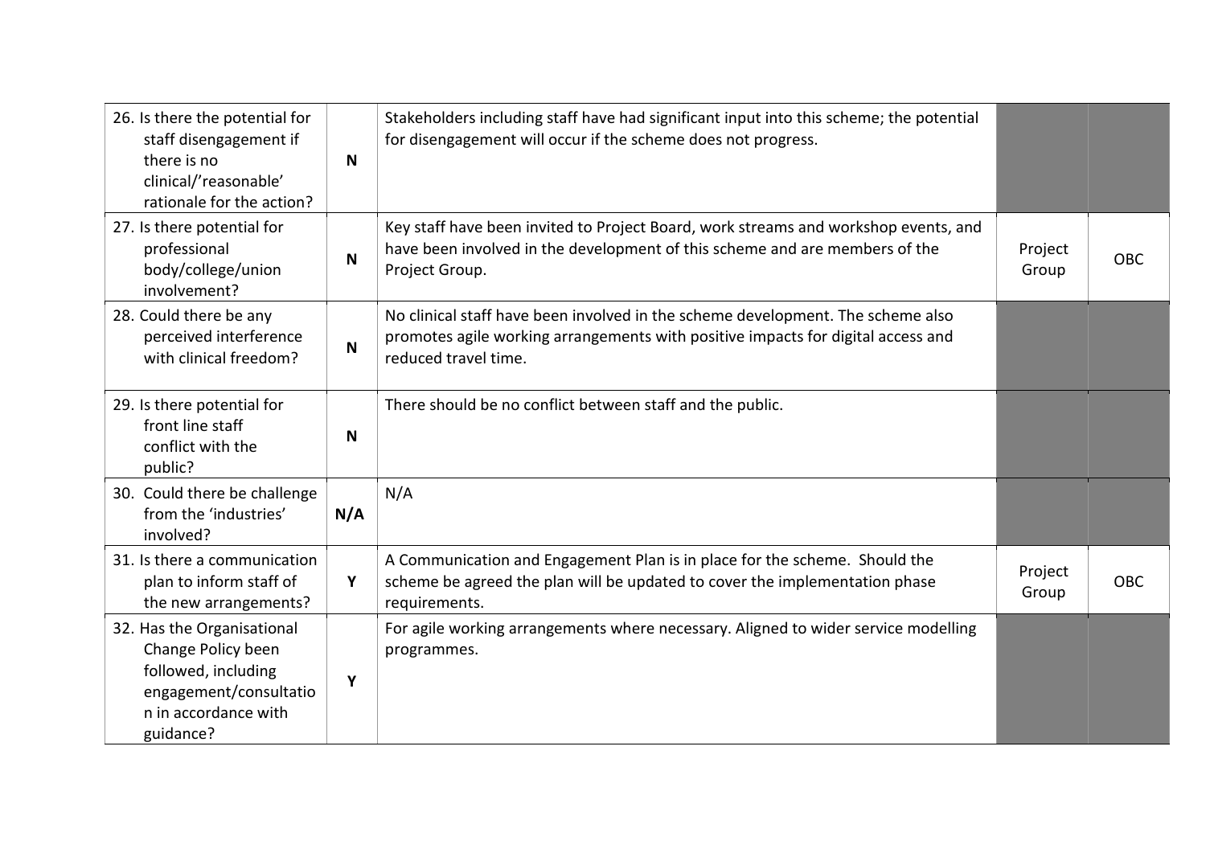| | | | | |
|---|---|---|---|---|
| 26. Is there the potential for staff disengagement if there is no clinical/'reasonable' rationale for the action? | **N** | Stakeholders including staff have had significant input into this scheme; the potential for disengagement will occur if the scheme does not progress. | | |
| 27. Is there potential for professional body/college/union involvement? | **N** | Key staff have been invited to Project Board, work streams and workshop events, and have been involved in the development of this scheme and are members of the Project Group. | Project Group | OBC |
| 28. Could there be any perceived interference with clinical freedom? | **N** | No clinical staff have been involved in the scheme development. The scheme also promotes agile working arrangements with positive impacts for digital access and reduced travel time. | | |
| 29. Is there potential for front line staff conflict with the public? | **N** | There should be no conflict between staff and the public. | | |
| 30. Could there be challenge from the 'industries' involved? | **N/A** | N/A | | |
| 31. Is there a communication plan to inform staff of the new arrangements? | **Y** | A Communication and Engagement Plan is in place for the scheme. Should the scheme be agreed the plan will be updated to cover the implementation phase requirements. | Project Group | OBC |
| 32. Has the Organisational Change Policy been followed, including engagement/consultation in accordance with guidance? | **Y** | For agile working arrangements where necessary. Aligned to wider service modelling programmes. | | |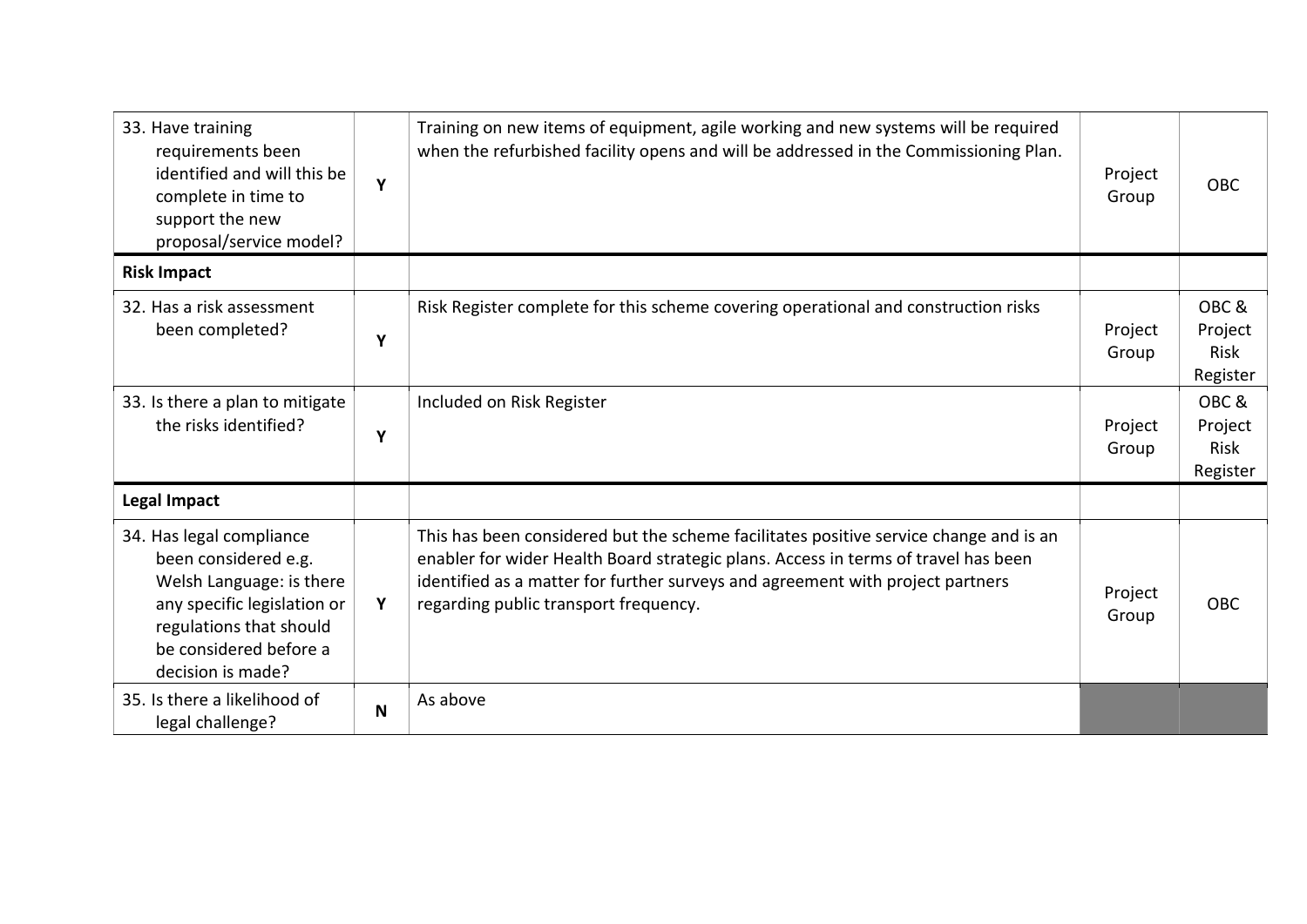| | | | | |
|---|---|---|---|---|
| 33. Have training requirements been identified and will this be complete in time to support the new proposal/service model? | Y | Training on new items of equipment, agile working and new systems will be required when the refurbished facility opens and will be addressed in the Commissioning Plan. | Project Group | OBC |
| **Risk Impact** | | | | |
| 32. Has a risk assessment been completed? | Y | Risk Register complete for this scheme covering operational and construction risks | Project Group | OBC & Project Risk Register |
| 33. Is there a plan to mitigate the risks identified? | Y | Included on Risk Register | Project Group | OBC & Project Risk Register |
| **Legal Impact** | | | | |
| 34. Has legal compliance been considered e.g. Welsh Language: is there any specific legislation or regulations that should be considered before a decision is made? | Y | This has been considered but the scheme facilitates positive service change and is an enabler for wider Health Board strategic plans. Access in terms of travel has been identified as a matter for further surveys and agreement with project partners regarding public transport frequency. | Project Group | OBC |
| 35. Is there a likelihood of legal challenge? | N | As above | | |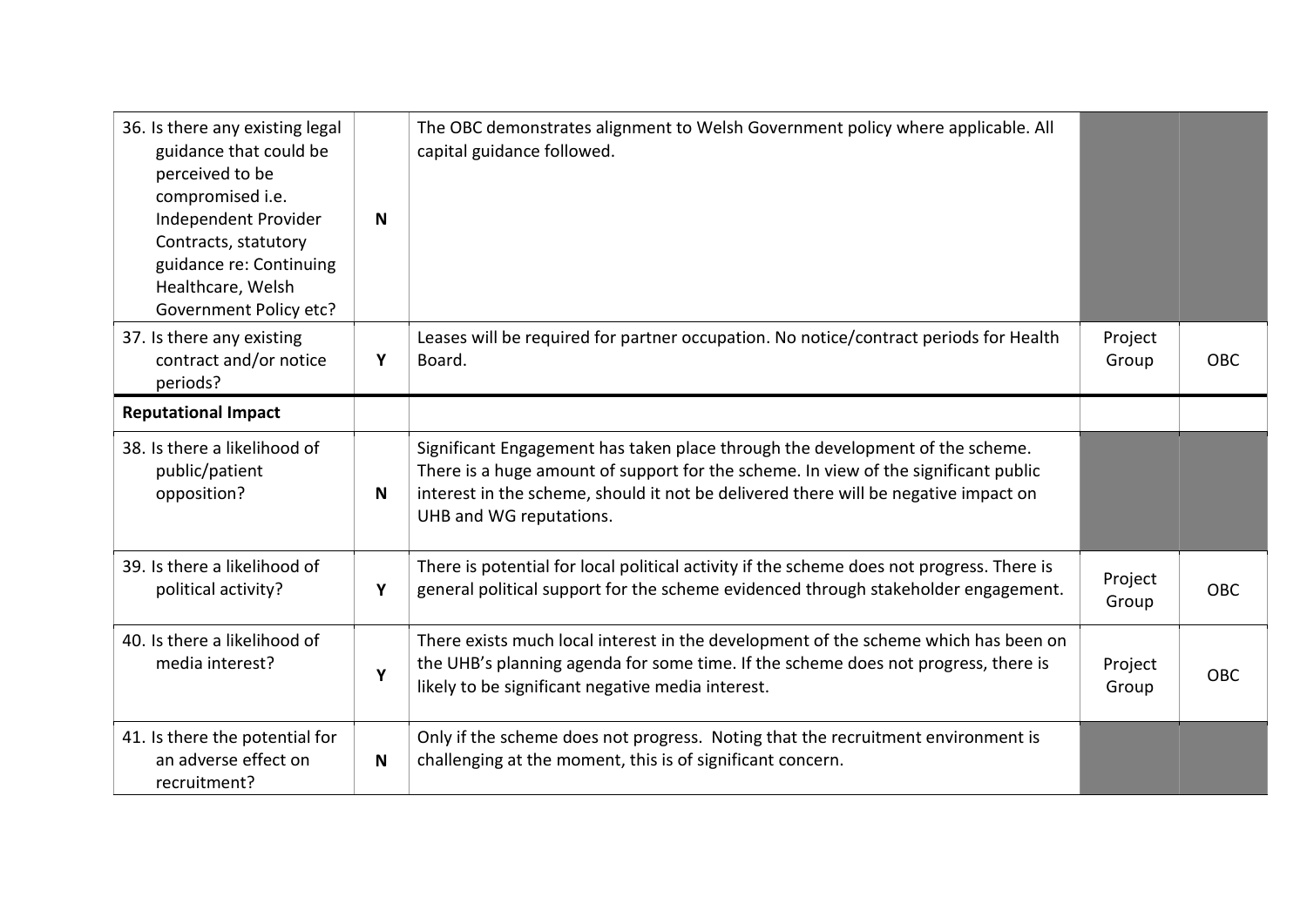| | | | | |
|---|---|---|---|---|
| 36. Is there any existing legal guidance that could be perceived to be compromised i.e. Independent Provider Contracts, statutory guidance re: Continuing Healthcare, Welsh Government Policy etc? | N | The OBC demonstrates alignment to Welsh Government policy where applicable. All capital guidance followed. | | |
| 37. Is there any existing contract and/or notice periods? | Y | Leases will be required for partner occupation. No notice/contract periods for Health Board. | Project Group | OBC |
| **Reputational Impact** | | | | |
| 38. Is there a likelihood of public/patient opposition? | N | Significant Engagement has taken place through the development of the scheme. There is a huge amount of support for the scheme. In view of the significant public interest in the scheme, should it not be delivered there will be negative impact on UHB and WG reputations. | | |
| 39. Is there a likelihood of political activity? | Y | There is potential for local political activity if the scheme does not progress. There is general political support for the scheme evidenced through stakeholder engagement. | Project Group | OBC |
| 40. Is there a likelihood of media interest? | Y | There exists much local interest in the development of the scheme which has been on the UHB's planning agenda for some time. If the scheme does not progress, there is likely to be significant negative media interest. | Project Group | OBC |
| 41. Is there the potential for an adverse effect on recruitment? | N | Only if the scheme does not progress. Noting that the recruitment environment is challenging at the moment, this is of significant concern. | | |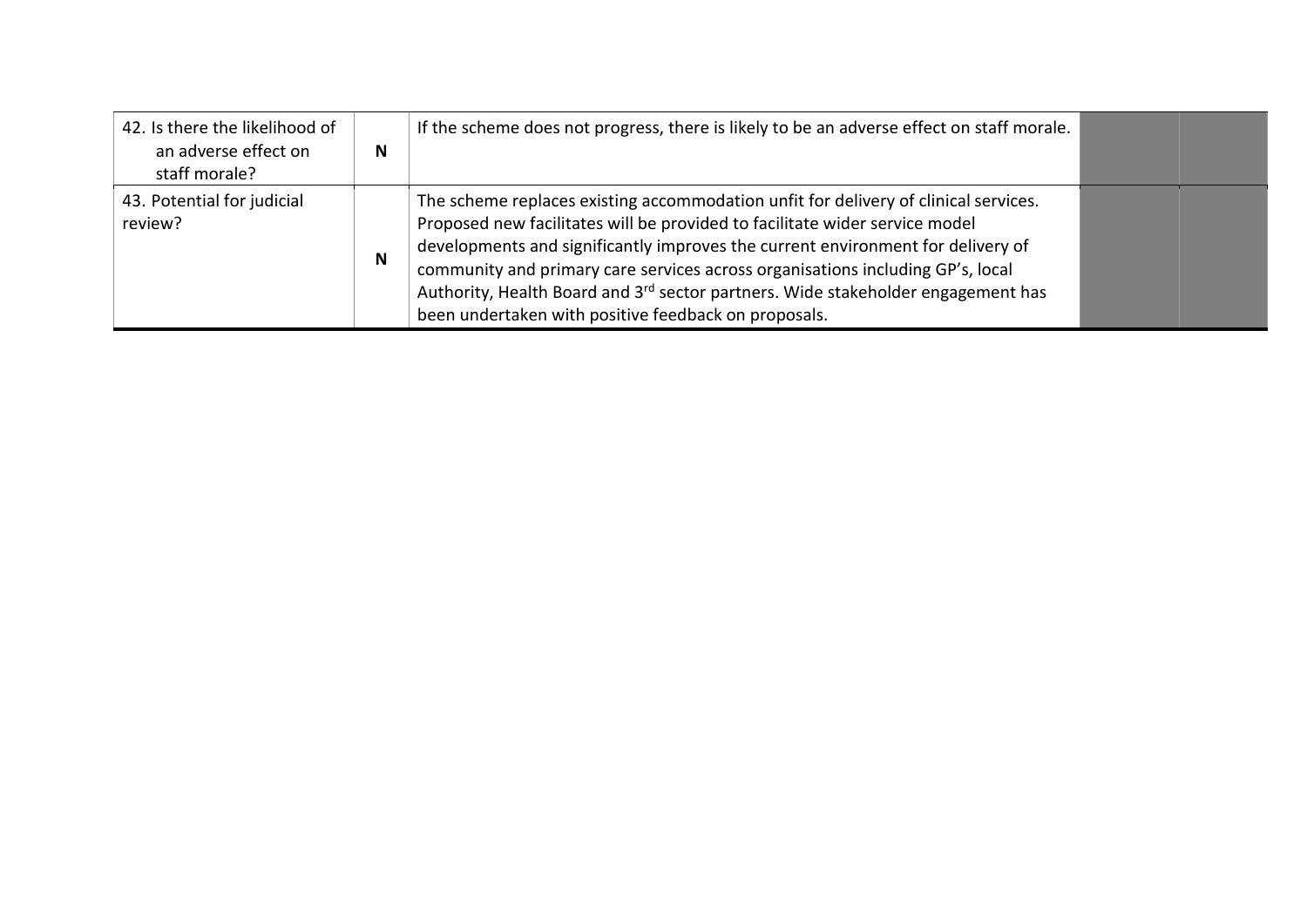| | | | | |
|---|---|---|---|---|
| 42. Is there the likelihood of an adverse effect on staff morale? | **N** | If the scheme does not progress, there is likely to be an adverse effect on staff morale. | | |
| 43. Potential for judicial review? | **N** | The scheme replaces existing accommodation unfit for delivery of clinical services. Proposed new facilitates will be provided to facilitate wider service model developments and significantly improves the current environment for delivery of community and primary care services across organisations including GP's, local Authority, Health Board and 3rd sector partners. Wide stakeholder engagement has been undertaken with positive feedback on proposals. | | |